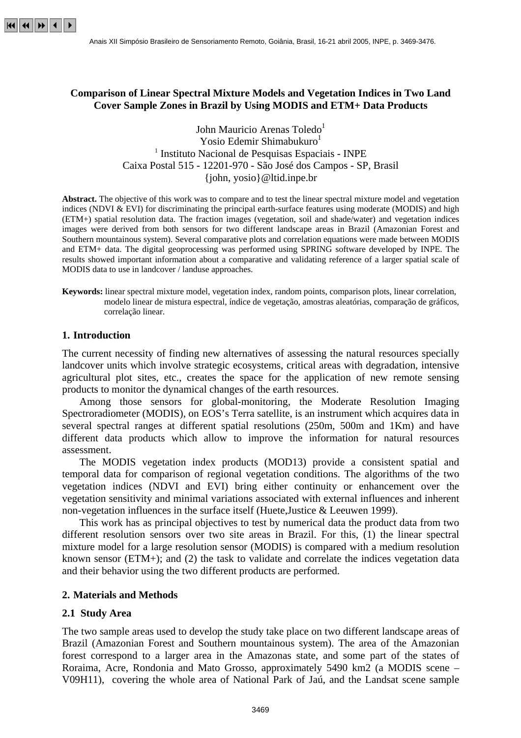# Comparison of Linear Spectral Mixture Models and Vegetation Indices in Two Land Cover Sample Zones in Brazil by Using MODIS and ETM+ Data Products

John Mauricio Arenas Toledo[1]
Yosio Edemir Shimabukuro[1]

[1] Instituto Nacional de Pesquisas Espaciais - INPE
Caixa Postal 515 - 12201-970 - São José dos Campos - SP, Brasil
{john, yosio}@ltid.inpe.br

**Abstract.** The objective of this work was to compare and to test the linear spectral mixture model and vegetation indices (NDVI & EVI) for discriminating the principal earth-surface features using moderate (MODIS) and high (ETM+) spatial resolution data. The fraction images (vegetation, soil and shade/water) and vegetation indices images were derived from both sensors for two different landscape areas in Brazil (Amazonian Forest and Southern mountainous system). Several comparative plots and correlation equations were made between MODIS and ETM+ data. The digital geoprocessing was performed using SPRING software developed by INPE. The results showed important information about a comparative and validating reference of a larger spatial scale of MODIS data to use in landcover / landuse approaches.

**Keywords:** linear spectral mixture model, vegetation index, random points, comparison plots, linear correlation, modelo linear de mistura espectral, índice de vegetação, amostras aleatórias, comparação de gráficos, correlação linear.

## 1. Introduction

The current necessity of finding new alternatives of assessing the natural resources specially landcover units which involve strategic ecosystems, critical areas with degradation, intensive agricultural plot sites, etc., creates the space for the application of new remote sensing products to monitor the dynamical changes of the earth resources.

Among those sensors for global-monitoring, the Moderate Resolution Imaging Spectroradiometer (MODIS), on EOS's Terra satellite, is an instrument which acquires data in several spectral ranges at different spatial resolutions (250m, 500m and 1Km) and have different data products which allow to improve the information for natural resources assessment.

The MODIS vegetation index products (MOD13) provide a consistent spatial and temporal data for comparison of regional vegetation conditions. The algorithms of the two vegetation indices (NDVI and EVI) bring either continuity or enhancement over the vegetation sensitivity and minimal variations associated with external influences and inherent non-vegetation influences in the surface itself (Huete,Justice & Leeuwen 1999).

This work has as principal objectives to test by numerical data the product data from two different resolution sensors over two site areas in Brazil. For this, (1) the linear spectral mixture model for a large resolution sensor (MODIS) is compared with a medium resolution known sensor (ETM+); and (2) the task to validate and correlate the indices vegetation data and their behavior using the two different products are performed.

## 2. Materials and Methods

### 2.1 Study Area

The two sample areas used to develop the study take place on two different landscape areas of Brazil (Amazonian Forest and Southern mountainous system). The area of the Amazonian forest correspond to a larger area in the Amazonas state, and some part of the states of Roraima, Acre, Rondonia and Mato Grosso, approximately 5490 km2 (a MODIS scene – V09H11), covering the whole area of National Park of Jaú, and the Landsat scene sample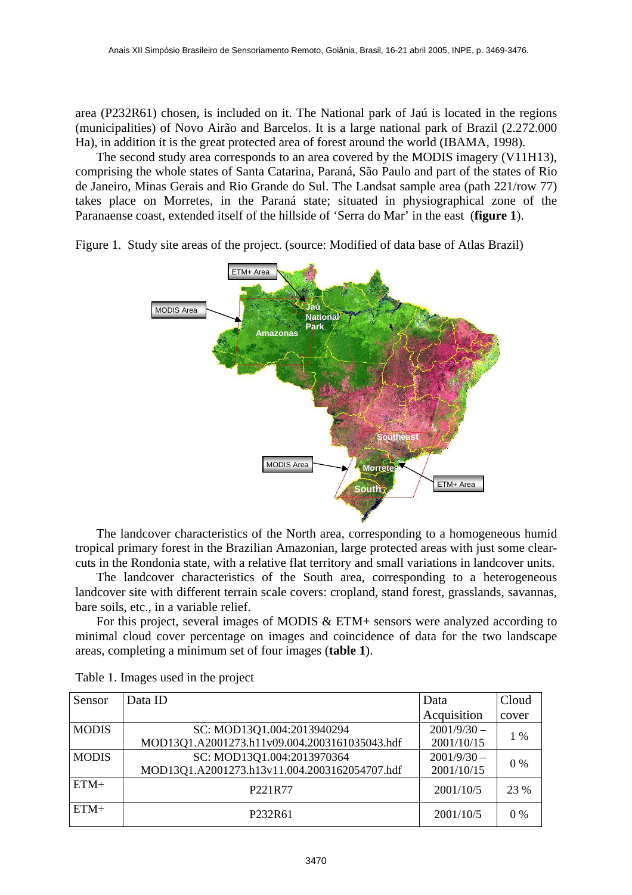area (P232R61) chosen, is included on it. The National park of Jaú is located in the regions (municipalities) of Novo Airão and Barcelos. It is a large national park of Brazil (2.272.000 Ha), in addition it is the great protected area of forest around the world (IBAMA, 1998).

The second study area corresponds to an area covered by the MODIS imagery (V11H13), comprising the whole states of Santa Catarina, Paraná, São Paulo and part of the states of Rio de Janeiro, Minas Gerais and Rio Grande do Sul. The Landsat sample area (path 221/row 77) takes place on Morretes, in the Paraná state; situated in physiographical zone of the Paranaense coast, extended itself of the hillside of 'Serra do Mar' in the east (**figure 1**).

Figure 1. Study site areas of the project. (source: Modified of data base of Atlas Brazil)

The landcover characteristics of the North area, corresponding to a homogeneous humid tropical primary forest in the Brazilian Amazonian, large protected areas with just some clear-cuts in the Rondonia state, with a relative flat territory and small variations in landcover units.

The landcover characteristics of the South area, corresponding to a heterogeneous landcover site with different terrain scale covers: cropland, stand forest, grasslands, savannas, bare soils, etc., in a variable relief.

For this project, several images of MODIS & ETM+ sensors were analyzed according to minimal cloud cover percentage on images and coincidence of data for the two landscape areas, completing a minimum set of four images (**table 1**).

Table 1. Images used in the project

| Sensor | Data ID | Data Acquisition | Cloud cover |
|---|---|---|---|
| MODIS | SC: MOD13Q1.004:2013940294 MOD13Q1.A2001273.h11v09.004.2003161035043.hdf | 2001/9/30 – 2001/10/15 | 1 % |
| MODIS | SC: MOD13Q1.004:2013970364 MOD13Q1.A2001273.h13v11.004.2003162054707.hdf | 2001/9/30 – 2001/10/15 | 0 % |
| ETM+ | P221R77 | 2001/10/5 | 23 % |
| ETM+ | P232R61 | 2001/10/5 | 0 % |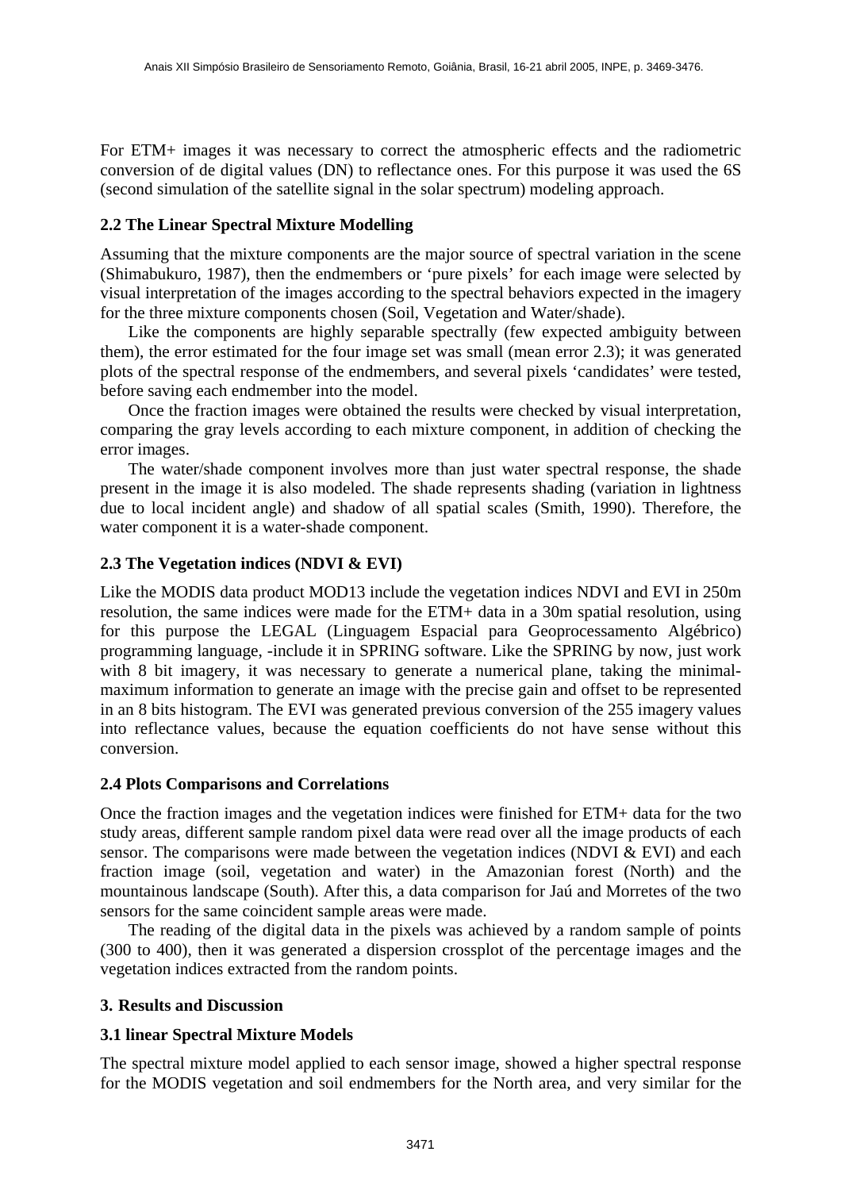For ETM+ images it was necessary to correct the atmospheric effects and the radiometric conversion of de digital values (DN) to reflectance ones. For this purpose it was used the 6S (second simulation of the satellite signal in the solar spectrum) modeling approach.

### 2.2 The Linear Spectral Mixture Modelling

Assuming that the mixture components are the major source of spectral variation in the scene (Shimabukuro, 1987), then the endmembers or 'pure pixels' for each image were selected by visual interpretation of the images according to the spectral behaviors expected in the imagery for the three mixture components chosen (Soil, Vegetation and Water/shade).

Like the components are highly separable spectrally (few expected ambiguity between them), the error estimated for the four image set was small (mean error 2.3); it was generated plots of the spectral response of the endmembers, and several pixels 'candidates' were tested, before saving each endmember into the model.

Once the fraction images were obtained the results were checked by visual interpretation, comparing the gray levels according to each mixture component, in addition of checking the error images.

The water/shade component involves more than just water spectral response, the shade present in the image it is also modeled. The shade represents shading (variation in lightness due to local incident angle) and shadow of all spatial scales (Smith, 1990). Therefore, the water component it is a water-shade component.

### 2.3 The Vegetation indices (NDVI & EVI)

Like the MODIS data product MOD13 include the vegetation indices NDVI and EVI in 250m resolution, the same indices were made for the ETM+ data in a 30m spatial resolution, using for this purpose the LEGAL (Linguagem Espacial para Geoprocessamento Algébrico) programming language, -include it in SPRING software. Like the SPRING by now, just work with 8 bit imagery, it was necessary to generate a numerical plane, taking the minimal-maximum information to generate an image with the precise gain and offset to be represented in an 8 bits histogram. The EVI was generated previous conversion of the 255 imagery values into reflectance values, because the equation coefficients do not have sense without this conversion.

### 2.4 Plots Comparisons and Correlations

Once the fraction images and the vegetation indices were finished for ETM+ data for the two study areas, different sample random pixel data were read over all the image products of each sensor. The comparisons were made between the vegetation indices (NDVI & EVI) and each fraction image (soil, vegetation and water) in the Amazonian forest (North) and the mountainous landscape (South). After this, a data comparison for Jaú and Morretes of the two sensors for the same coincident sample areas were made.

The reading of the digital data in the pixels was achieved by a random sample of points (300 to 400), then it was generated a dispersion crossplot of the percentage images and the vegetation indices extracted from the random points.

## 3. Results and Discussion

### 3.1 linear Spectral Mixture Models

The spectral mixture model applied to each sensor image, showed a higher spectral response for the MODIS vegetation and soil endmembers for the North area, and very similar for the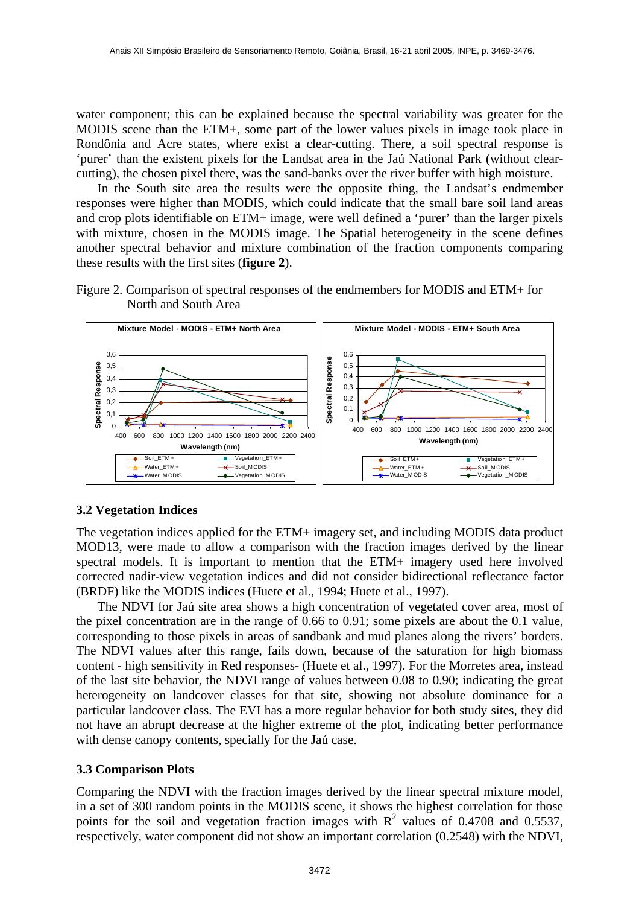water component; this can be explained because the spectral variability was greater for the MODIS scene than the ETM+, some part of the lower values pixels in image took place in Rondônia and Acre states, where exist a clear-cutting. There, a soil spectral response is 'purer' than the existent pixels for the Landsat area in the Jaú National Park (without clear-cutting), the chosen pixel there, was the sand-banks over the river buffer with high moisture.

In the South site area the results were the opposite thing, the Landsat's endmember responses were higher than MODIS, which could indicate that the small bare soil land areas and crop plots identifiable on ETM+ image, were well defined a 'purer' than the larger pixels with mixture, chosen in the MODIS image. The Spatial heterogeneity in the scene defines another spectral behavior and mixture combination of the fraction components comparing these results with the first sites (**figure 2**).

Figure 2. Comparison of spectral responses of the endmembers for MODIS and ETM+ for North and South Area

### 3.2 Vegetation Indices

The vegetation indices applied for the ETM+ imagery set, and including MODIS data product MOD13, were made to allow a comparison with the fraction images derived by the linear spectral models. It is important to mention that the ETM+ imagery used here involved corrected nadir-view vegetation indices and did not consider bidirectional reflectance factor (BRDF) like the MODIS indices (Huete et al., 1994; Huete et al., 1997).

The NDVI for Jaú site area shows a high concentration of vegetated cover area, most of the pixel concentration are in the range of 0.66 to 0.91; some pixels are about the 0.1 value, corresponding to those pixels in areas of sandbank and mud planes along the rivers' borders. The NDVI values after this range, fails down, because of the saturation for high biomass content - high sensitivity in Red responses- (Huete et al., 1997). For the Morretes area, instead of the last site behavior, the NDVI range of values between 0.08 to 0.90; indicating the great heterogeneity on landcover classes for that site, showing not absolute dominance for a particular landcover class. The EVI has a more regular behavior for both study sites, they did not have an abrupt decrease at the higher extreme of the plot, indicating better performance with dense canopy contents, specially for the Jaú case.

### 3.3 Comparison Plots

Comparing the NDVI with the fraction images derived by the linear spectral mixture model, in a set of 300 random points in the MODIS scene, it shows the highest correlation for those points for the soil and vegetation fraction images with $R^2$ values of 0.4708 and 0.5537, respectively, water component did not show an important correlation (0.2548) with the NDVI,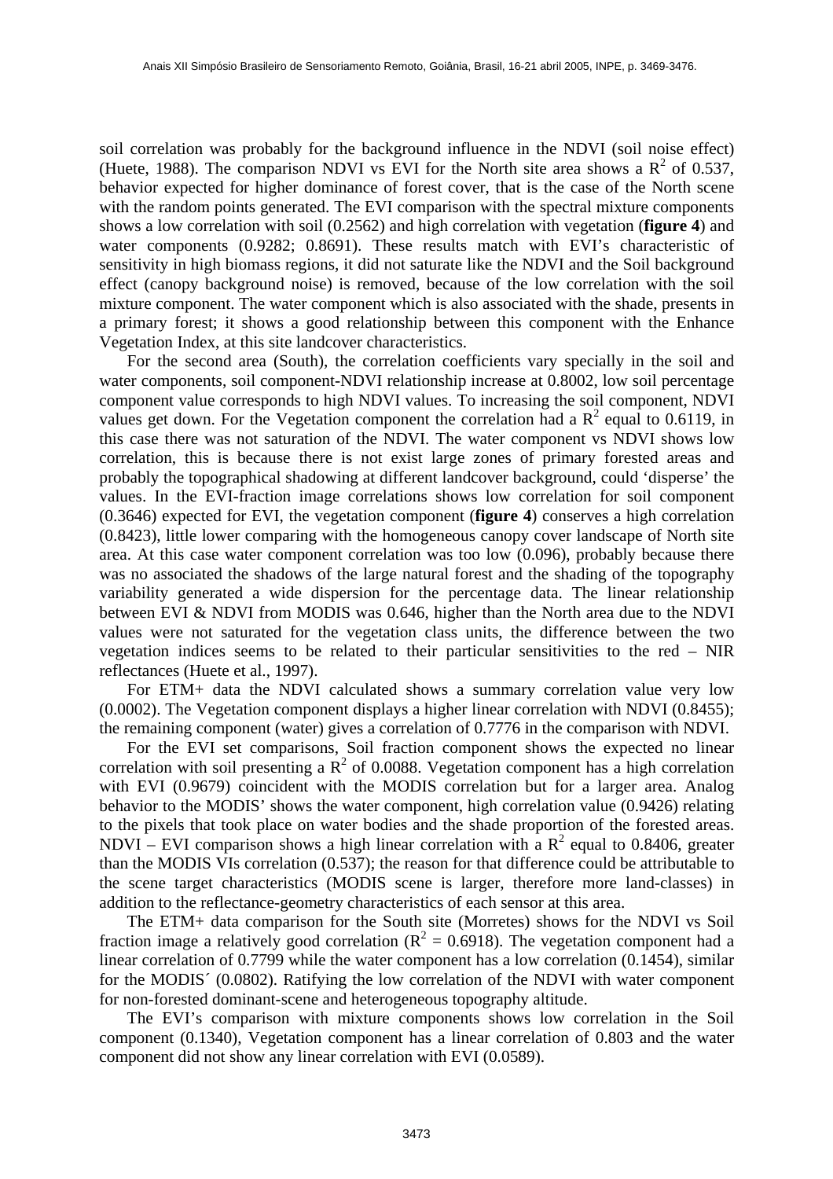soil correlation was probably for the background influence in the NDVI (soil noise effect) (Huete, 1988). The comparison NDVI vs EVI for the North site area shows a $R^2$ of 0.537, behavior expected for higher dominance of forest cover, that is the case of the North scene with the random points generated. The EVI comparison with the spectral mixture components shows a low correlation with soil (0.2562) and high correlation with vegetation (**figure 4**) and water components (0.9282; 0.8691). These results match with EVI's characteristic of sensitivity in high biomass regions, it did not saturate like the NDVI and the Soil background effect (canopy background noise) is removed, because of the low correlation with the soil mixture component. The water component which is also associated with the shade, presents in a primary forest; it shows a good relationship between this component with the Enhance Vegetation Index, at this site landcover characteristics.

For the second area (South), the correlation coefficients vary specially in the soil and water components, soil component-NDVI relationship increase at 0.8002, low soil percentage component value corresponds to high NDVI values. To increasing the soil component, NDVI values get down. For the Vegetation component the correlation had a $R^2$ equal to 0.6119, in this case there was not saturation of the NDVI. The water component vs NDVI shows low correlation, this is because there is not exist large zones of primary forested areas and probably the topographical shadowing at different landcover background, could 'disperse' the values. In the EVI-fraction image correlations shows low correlation for soil component (0.3646) expected for EVI, the vegetation component (**figure 4**) conserves a high correlation (0.8423), little lower comparing with the homogeneous canopy cover landscape of North site area. At this case water component correlation was too low (0.096), probably because there was no associated the shadows of the large natural forest and the shading of the topography variability generated a wide dispersion for the percentage data. The linear relationship between EVI & NDVI from MODIS was 0.646, higher than the North area due to the NDVI values were not saturated for the vegetation class units, the difference between the two vegetation indices seems to be related to their particular sensitivities to the red – NIR reflectances (Huete et al., 1997).

For ETM+ data the NDVI calculated shows a summary correlation value very low (0.0002). The Vegetation component displays a higher linear correlation with NDVI (0.8455); the remaining component (water) gives a correlation of 0.7776 in the comparison with NDVI.

For the EVI set comparisons, Soil fraction component shows the expected no linear correlation with soil presenting a $R^2$ of 0.0088. Vegetation component has a high correlation with EVI (0.9679) coincident with the MODIS correlation but for a larger area. Analog behavior to the MODIS' shows the water component, high correlation value (0.9426) relating to the pixels that took place on water bodies and the shade proportion of the forested areas. NDVI – EVI comparison shows a high linear correlation with a $R^2$ equal to 0.8406, greater than the MODIS VIs correlation (0.537); the reason for that difference could be attributable to the scene target characteristics (MODIS scene is larger, therefore more land-classes) in addition to the reflectance-geometry characteristics of each sensor at this area.

The ETM+ data comparison for the South site (Morretes) shows for the NDVI vs Soil fraction image a relatively good correlation ($R^2$ = 0.6918). The vegetation component had a linear correlation of 0.7799 while the water component has a low correlation (0.1454), similar for the MODIS´ (0.0802). Ratifying the low correlation of the NDVI with water component for non-forested dominant-scene and heterogeneous topography altitude.

The EVI's comparison with mixture components shows low correlation in the Soil component (0.1340), Vegetation component has a linear correlation of 0.803 and the water component did not show any linear correlation with EVI (0.0589).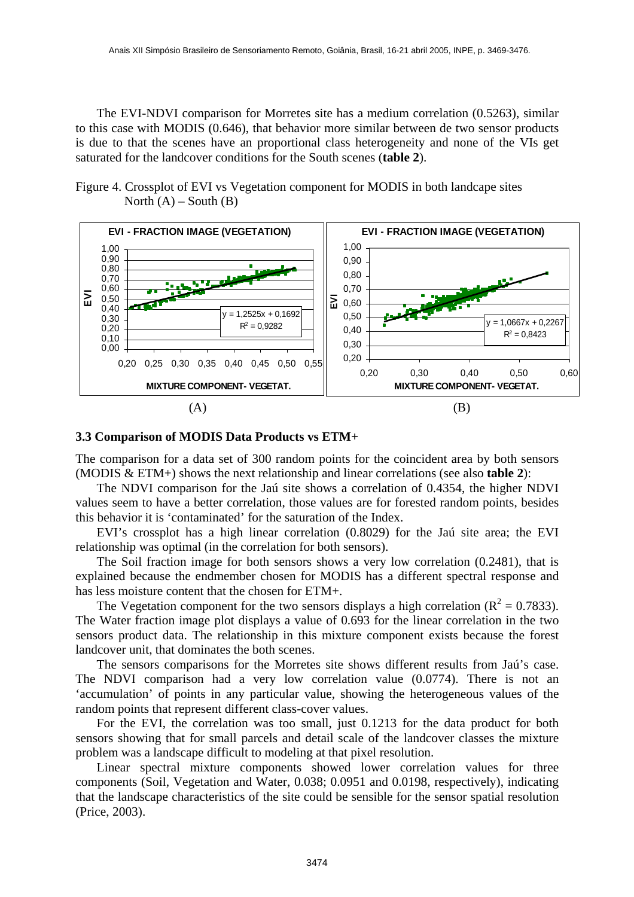The EVI-NDVI comparison for Morretes site has a medium correlation (0.5263), similar to this case with MODIS (0.646), that behavior more similar between de two sensor products is due to that the scenes have an proportional class heterogeneity and none of the VIs get saturated for the landcover conditions for the South scenes (**table 2**).

Figure 4. Crossplot of EVI vs Vegetation component for MODIS in both landcape sites North (A) – South (B)

(A)

(B)

### 3.3 Comparison of MODIS Data Products vs ETM+

The comparison for a data set of 300 random points for the coincident area by both sensors (MODIS & ETM+) shows the next relationship and linear correlations (see also **table 2**):

The NDVI comparison for the Jaú site shows a correlation of 0.4354, the higher NDVI values seem to have a better correlation, those values are for forested random points, besides this behavior it is 'contaminated' for the saturation of the Index.

EVI's crossplot has a high linear correlation (0.8029) for the Jaú site area; the EVI relationship was optimal (in the correlation for both sensors).

The Soil fraction image for both sensors shows a very low correlation (0.2481), that is explained because the endmember chosen for MODIS has a different spectral response and has less moisture content that the chosen for ETM+.

The Vegetation component for the two sensors displays a high correlation ($R^2$ = 0.7833). The Water fraction image plot displays a value of 0.693 for the linear correlation in the two sensors product data. The relationship in this mixture component exists because the forest landcover unit, that dominates the both scenes.

The sensors comparisons for the Morretes site shows different results from Jaú's case. The NDVI comparison had a very low correlation value (0.0774). There is not an 'accumulation' of points in any particular value, showing the heterogeneous values of the random points that represent different class-cover values.

For the EVI, the correlation was too small, just 0.1213 for the data product for both sensors showing that for small parcels and detail scale of the landcover classes the mixture problem was a landscape difficult to modeling at that pixel resolution.

Linear spectral mixture components showed lower correlation values for three components (Soil, Vegetation and Water, 0.038; 0.0951 and 0.0198, respectively), indicating that the landscape characteristics of the site could be sensible for the sensor spatial resolution (Price, 2003).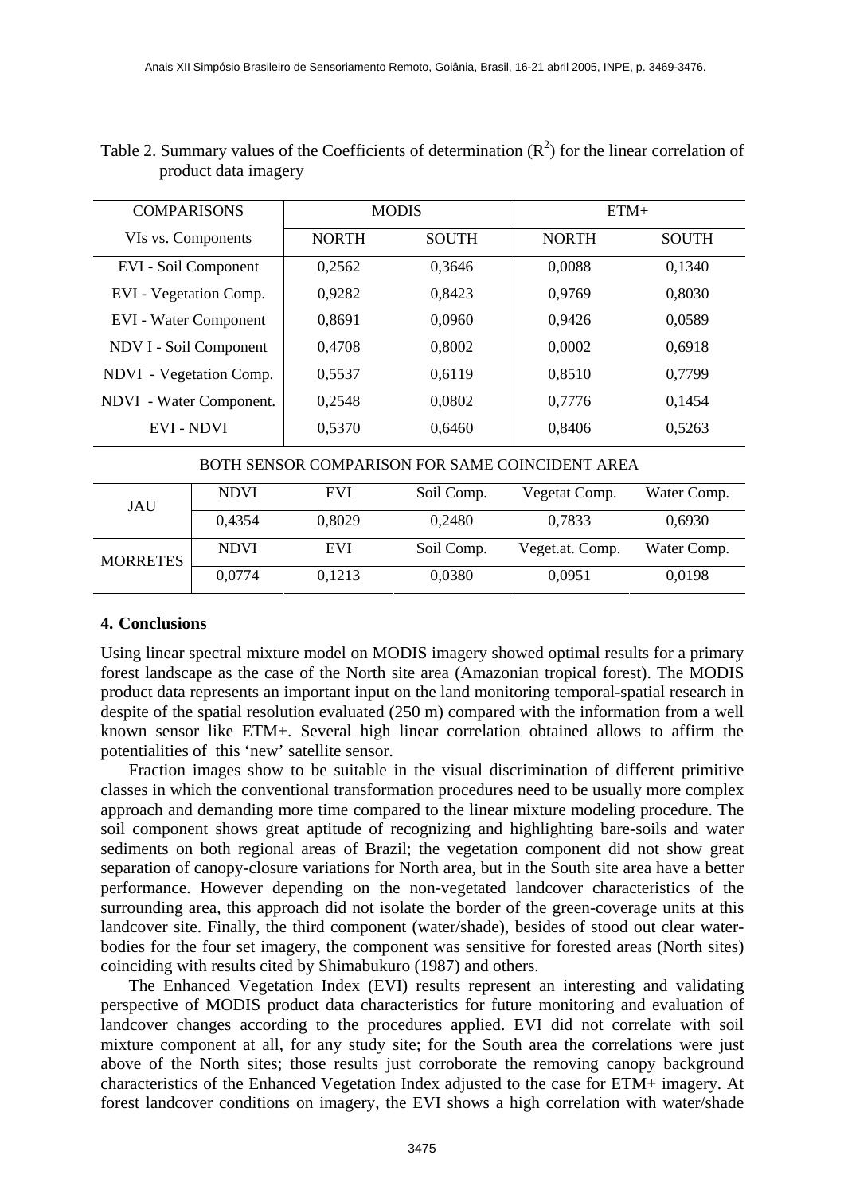Table 2. Summary values of the Coefficients of determination ($R^2$) for the linear correlation of product data imagery

| COMPARISONS | MODIS | | ETM+ | |
|---|---|---|---|---|
| VIs vs. Components | NORTH | SOUTH | NORTH | SOUTH |
| EVI - Soil Component | 0,2562 | 0,3646 | 0,0088 | 0,1340 |
| EVI - Vegetation Comp. | 0,9282 | 0,8423 | 0,9769 | 0,8030 |
| EVI - Water Component | 0,8691 | 0,0960 | 0,9426 | 0,0589 |
| NDV I - Soil Component | 0,4708 | 0,8002 | 0,0002 | 0,6918 |
| NDVI - Vegetation Comp. | 0,5537 | 0,6119 | 0,8510 | 0,7799 |
| NDVI - Water Component. | 0,2548 | 0,0802 | 0,7776 | 0,1454 |
| EVI - NDVI | 0,5370 | 0,6460 | 0,8406 | 0,5263 |

BOTH SENSOR COMPARISON FOR SAME COINCIDENT AREA

| | NDVI | EVI | Soil Comp. | Vegetat Comp. | Water Comp. |
|---|---|---|---|---|---|
| JAU | 0,4354 | 0,8029 | 0,2480 | 0,7833 | 0,6930 |
| | NDVI | EVI | Soil Comp. | Veget.at. Comp. | Water Comp. |
| MORRETES | 0,0774 | 0,1213 | 0,0380 | 0,0951 | 0,0198 |

## 4. Conclusions

Using linear spectral mixture model on MODIS imagery showed optimal results for a primary forest landscape as the case of the North site area (Amazonian tropical forest). The MODIS product data represents an important input on the land monitoring temporal-spatial research in despite of the spatial resolution evaluated (250 m) compared with the information from a well known sensor like ETM+. Several high linear correlation obtained allows to affirm the potentialities of this 'new' satellite sensor.

Fraction images show to be suitable in the visual discrimination of different primitive classes in which the conventional transformation procedures need to be usually more complex approach and demanding more time compared to the linear mixture modeling procedure. The soil component shows great aptitude of recognizing and highlighting bare-soils and water sediments on both regional areas of Brazil; the vegetation component did not show great separation of canopy-closure variations for North area, but in the South site area have a better performance. However depending on the non-vegetated landcover characteristics of the surrounding area, this approach did not isolate the border of the green-coverage units at this landcover site. Finally, the third component (water/shade), besides of stood out clear water-bodies for the four set imagery, the component was sensitive for forested areas (North sites) coinciding with results cited by Shimabukuro (1987) and others.

The Enhanced Vegetation Index (EVI) results represent an interesting and validating perspective of MODIS product data characteristics for future monitoring and evaluation of landcover changes according to the procedures applied. EVI did not correlate with soil mixture component at all, for any study site; for the South area the correlations were just above of the North sites; those results just corroborate the removing canopy background characteristics of the Enhanced Vegetation Index adjusted to the case for ETM+ imagery. At forest landcover conditions on imagery, the EVI shows a high correlation with water/shade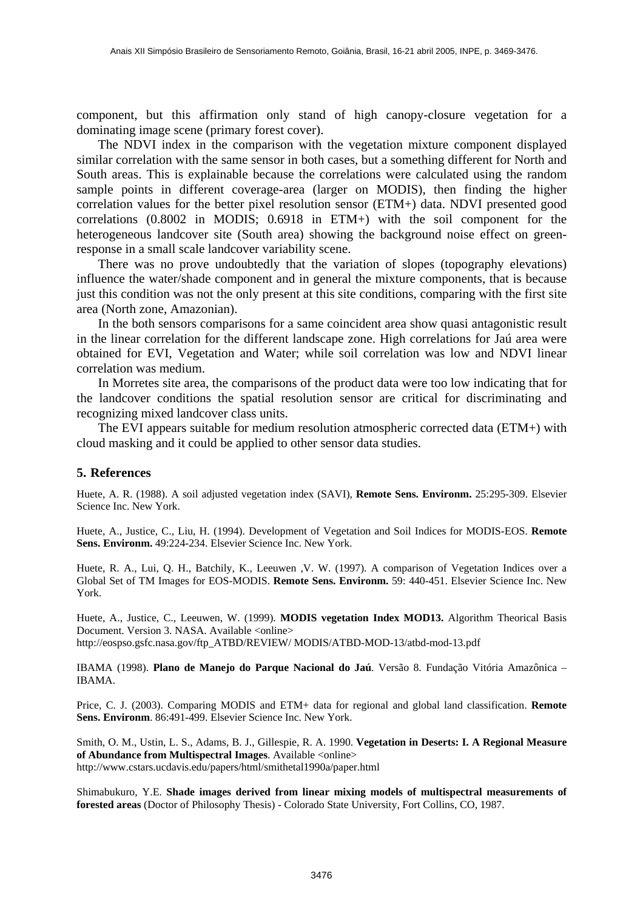component, but this affirmation only stand of high canopy-closure vegetation for a dominating image scene (primary forest cover).

The NDVI index in the comparison with the vegetation mixture component displayed similar correlation with the same sensor in both cases, but a something different for North and South areas. This is explainable because the correlations were calculated using the random sample points in different coverage-area (larger on MODIS), then finding the higher correlation values for the better pixel resolution sensor (ETM+) data. NDVI presented good correlations (0.8002 in MODIS; 0.6918 in ETM+) with the soil component for the heterogeneous landcover site (South area) showing the background noise effect on green-response in a small scale landcover variability scene.

There was no prove undoubtedly that the variation of slopes (topography elevations) influence the water/shade component and in general the mixture components, that is because just this condition was not the only present at this site conditions, comparing with the first site area (North zone, Amazonian).

In the both sensors comparisons for a same coincident area show quasi antagonistic result in the linear correlation for the different landscape zone. High correlations for Jaú area were obtained for EVI, Vegetation and Water; while soil correlation was low and NDVI linear correlation was medium.

In Morretes site area, the comparisons of the product data were too low indicating that for the landcover conditions the spatial resolution sensor are critical for discriminating and recognizing mixed landcover class units.

The EVI appears suitable for medium resolution atmospheric corrected data (ETM+) with cloud masking and it could be applied to other sensor data studies.

## 5. References

Huete, A. R. (1988). A soil adjusted vegetation index (SAVI), **Remote Sens. Environm.** 25:295-309. Elsevier Science Inc. New York.

Huete, A., Justice, C., Liu, H. (1994). Development of Vegetation and Soil Indices for MODIS-EOS. **Remote Sens. Environm.** 49:224-234. Elsevier Science Inc. New York.

Huete, R. A., Lui, Q. H., Batchily, K., Leeuwen ,V. W. (1997). A comparison of Vegetation Indices over a Global Set of TM Images for EOS-MODIS. **Remote Sens. Environm.** 59: 440-451. Elsevier Science Inc. New York.

Huete, A., Justice, C., Leeuwen, W. (1999). **MODIS vegetation Index MOD13.** Algorithm Theorical Basis Document. Version 3. NASA. Available <online>
http://eospso.gsfc.nasa.gov/ftp_ATBD/REVIEW/ MODIS/ATBD-MOD-13/atbd-mod-13.pdf

IBAMA (1998). **Plano de Manejo do Parque Nacional do Jaú**. Versão 8. Fundação Vitória Amazônica – IBAMA.

Price, C. J. (2003). Comparing MODIS and ETM+ data for regional and global land classification. **Remote Sens. Environm**. 86:491-499. Elsevier Science Inc. New York.

Smith, O. M., Ustin, L. S., Adams, B. J., Gillespie, R. A. 1990. **Vegetation in Deserts: I. A Regional Measure of Abundance from Multispectral Images**. Available <online>
http://www.cstars.ucdavis.edu/papers/html/smithetal1990a/paper.html

Shimabukuro, Y.E. **Shade images derived from linear mixing models of multispectral measurements of forested areas** (Doctor of Philosophy Thesis) - Colorado State University, Fort Collins, CO, 1987.